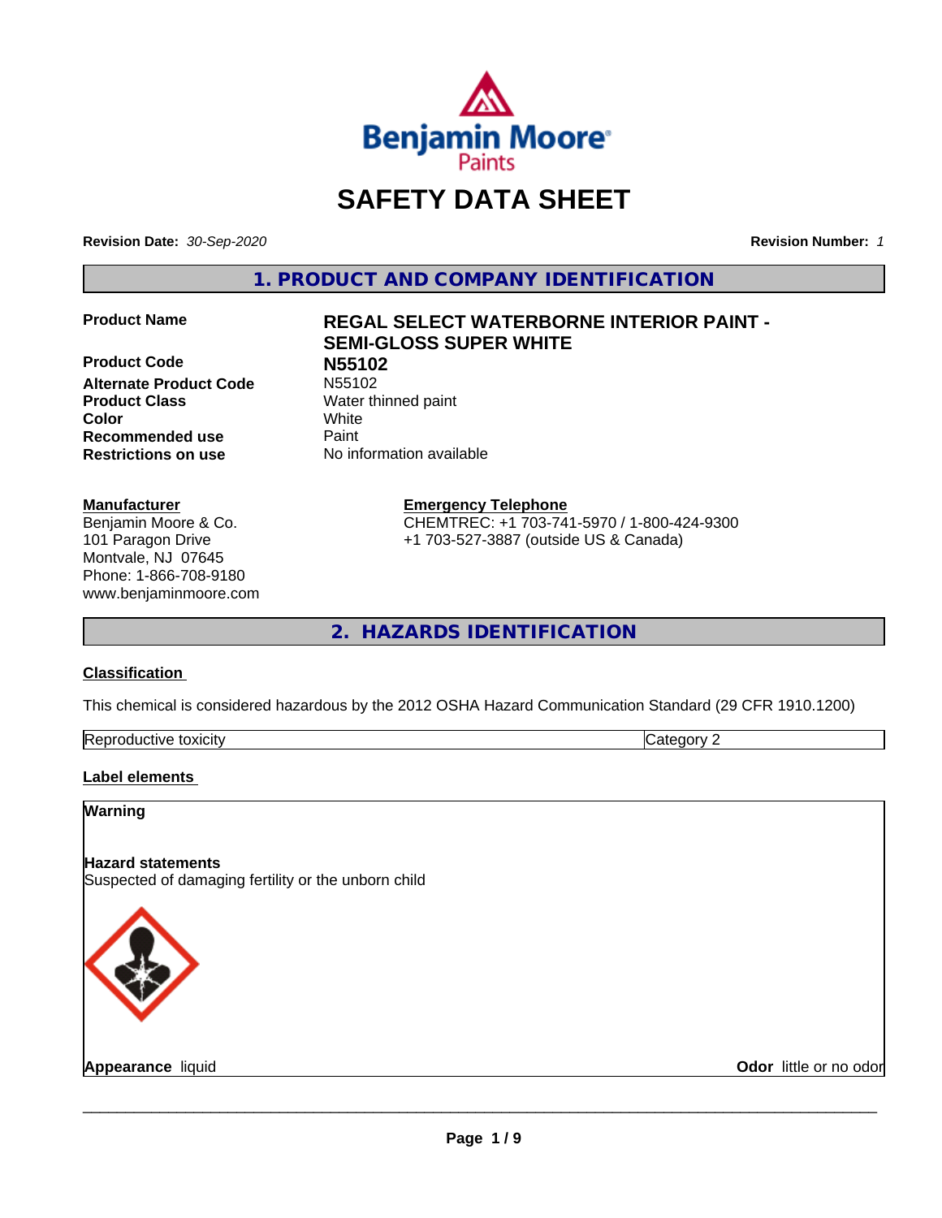# SAFETY DATA SHEET

**Revision Date:** *30-Sep-2020* **Revision Number:** *1*

## 1. PRODUCT AND COMPANY IDENTIFICATION

| | |
|---|---|
| **Product Name** | **REGAL SELECT WATERBORNE INTERIOR PAINT - SEMI-GLOSS SUPER WHITE** |
| **Product Code** | **N55102** |
| **Alternate Product Code** | N55102 |
| **Product Class** | Water thinned paint |
| **Color** | White |
| **Recommended use** | Paint |
| **Restrictions on use** | No information available |

**Manufacturer**
Benjamin Moore & Co.
101 Paragon Drive
Montvale, NJ 07645
Phone: 1-866-708-9180
www.benjaminmoore.com

**Emergency Telephone**
CHEMTREC: +1 703-741-5970 / 1-800-424-9300
+1 703-527-3887 (outside US & Canada)

## 2. HAZARDS IDENTIFICATION

**Classification**

This chemical is considered hazardous by the 2012 OSHA Hazard Communication Standard (29 CFR 1910.1200)

| Reproductive toxicity | Category 2 |
|---|---|

**Label elements**

**Warning**

**Hazard statements**
Suspected of damaging fertility or the unborn child

**Appearance** liquid **Odor** little or no odor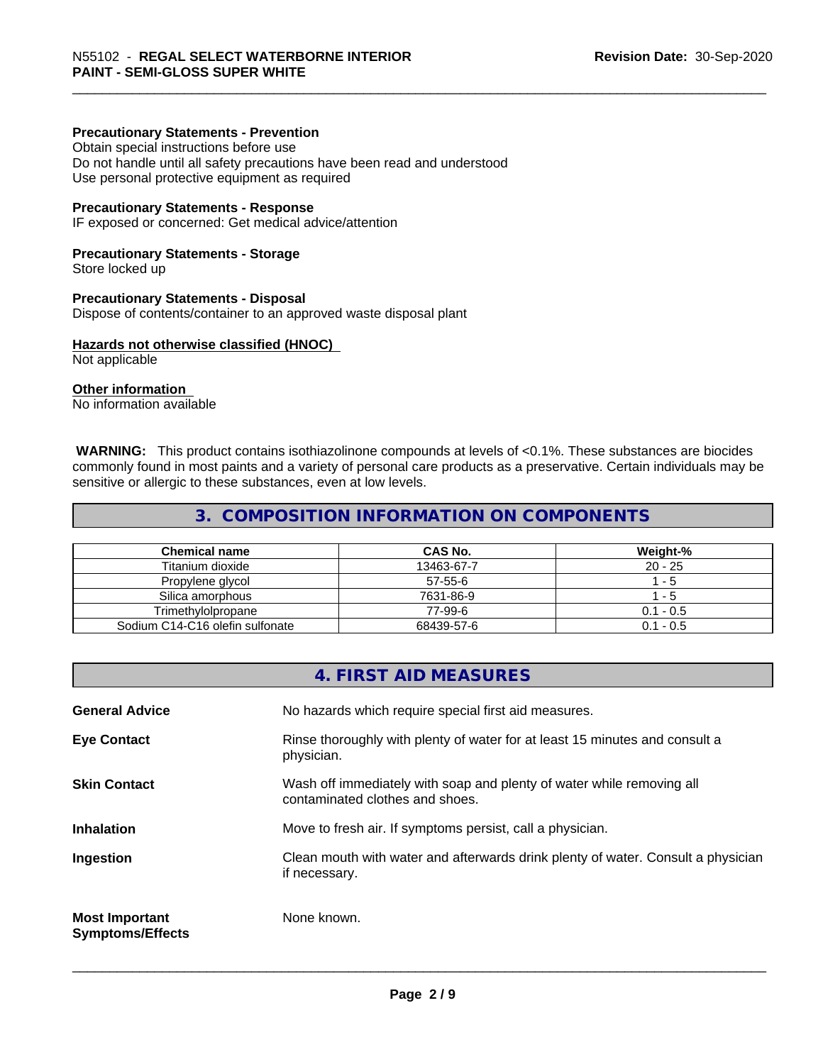**Precautionary Statements - Prevention**
Obtain special instructions before use
Do not handle until all safety precautions have been read and understood
Use personal protective equipment as required

**Precautionary Statements - Response**
IF exposed or concerned: Get medical advice/attention

**Precautionary Statements - Storage**
Store locked up

**Precautionary Statements - Disposal**
Dispose of contents/container to an approved waste disposal plant

**Hazards not otherwise classified (HNOC)**
Not applicable

**Other information**
No information available

**WARNING:** This product contains isothiazolinone compounds at levels of <0.1%. These substances are biocides commonly found in most paints and a variety of personal care products as a preservative. Certain individuals may be sensitive or allergic to these substances, even at low levels.

## 3. COMPOSITION INFORMATION ON COMPONENTS

| Chemical name | CAS No. | Weight-% |
|---|---|---|
| Titanium dioxide | 13463-67-7 | 20 - 25 |
| Propylene glycol | 57-55-6 | 1 - 5 |
| Silica amorphous | 7631-86-9 | 1 - 5 |
| Trimethylolpropane | 77-99-6 | 0.1 - 0.5 |
| Sodium C14-C16 olefin sulfonate | 68439-57-6 | 0.1 - 0.5 |

## 4. FIRST AID MEASURES

**General Advice** No hazards which require special first aid measures.

**Eye Contact** Rinse thoroughly with plenty of water for at least 15 minutes and consult a physician.

**Skin Contact** Wash off immediately with soap and plenty of water while removing all contaminated clothes and shoes.

**Inhalation** Move to fresh air. If symptoms persist, call a physician.

**Ingestion** Clean mouth with water and afterwards drink plenty of water. Consult a physician if necessary.

**Most Important Symptoms/Effects** None known.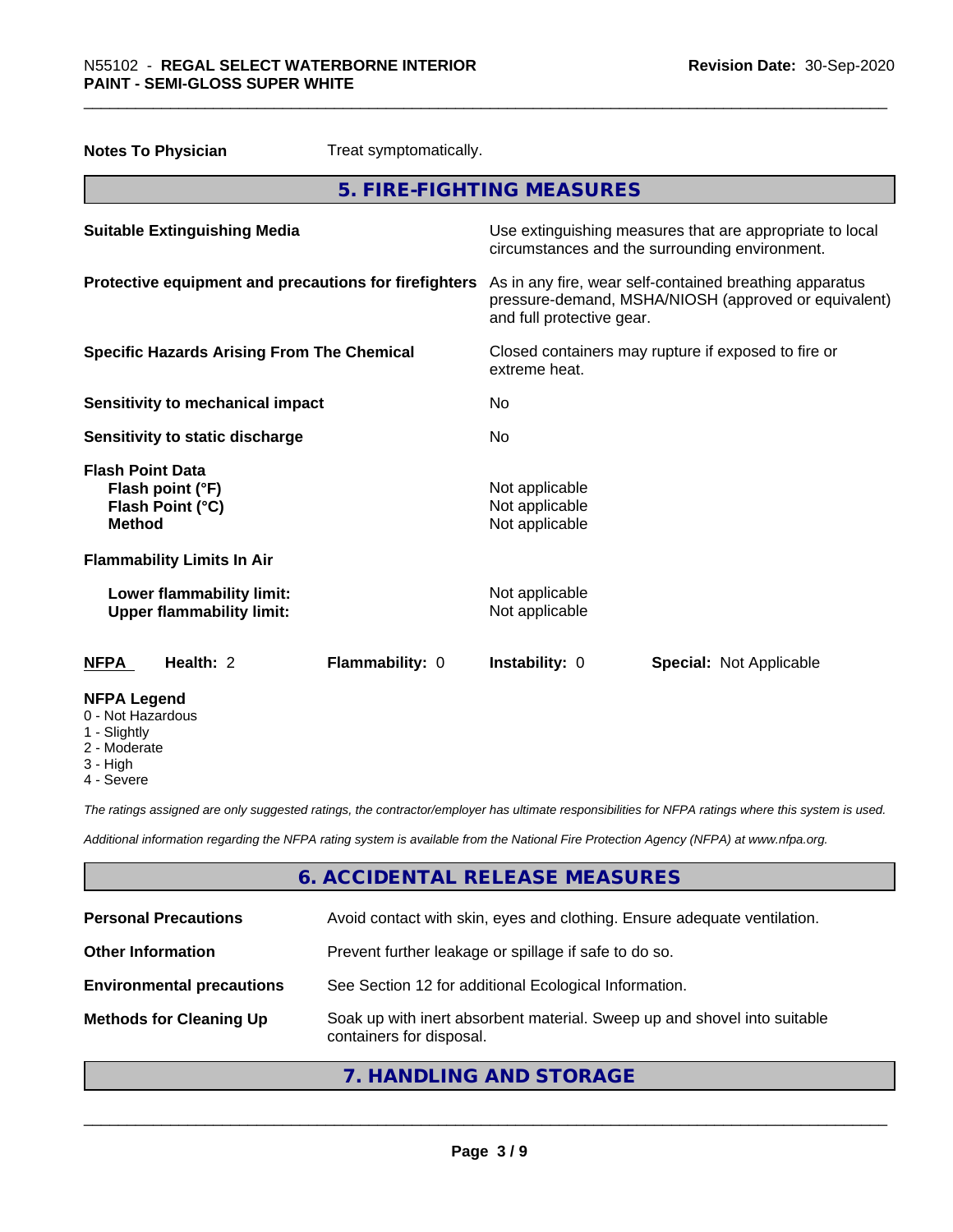**Notes To Physician** Treat symptomatically.

## 5. FIRE-FIGHTING MEASURES

| | |
|---|---|
| **Suitable Extinguishing Media** | Use extinguishing measures that are appropriate to local circumstances and the surrounding environment. |
| **Protective equipment and precautions for firefighters** | As in any fire, wear self-contained breathing apparatus pressure-demand, MSHA/NIOSH (approved or equivalent) and full protective gear. |
| **Specific Hazards Arising From The Chemical** | Closed containers may rupture if exposed to fire or extreme heat. |
| **Sensitivity to mechanical impact** | No |
| **Sensitivity to static discharge** | No |

**Flash Point Data**

| | |
|---|---|
| **Flash point (°F)** | Not applicable |
| **Flash Point (°C)** | Not applicable |
| **Method** | Not applicable |

**Flammability Limits In Air**

| | |
|---|---|
| **Lower flammability limit:** | Not applicable |
| **Upper flammability limit:** | Not applicable |

| **NFPA** | **Health:** 2 | **Flammability:** 0 | **Instability:** 0 | **Special:** Not Applicable |
|---|---|---|---|---|

**NFPA Legend**
- 0 - Not Hazardous
- 1 - Slightly
- 2 - Moderate
- 3 - High
- 4 - Severe

*The ratings assigned are only suggested ratings, the contractor/employer has ultimate responsibilities for NFPA ratings where this system is used.*

*Additional information regarding the NFPA rating system is available from the National Fire Protection Agency (NFPA) at www.nfpa.org.*

## 6. ACCIDENTAL RELEASE MEASURES

| | |
|---|---|
| **Personal Precautions** | Avoid contact with skin, eyes and clothing. Ensure adequate ventilation. |
| **Other Information** | Prevent further leakage or spillage if safe to do so. |
| **Environmental precautions** | See Section 12 for additional Ecological Information. |
| **Methods for Cleaning Up** | Soak up with inert absorbent material. Sweep up and shovel into suitable containers for disposal. |

## 7. HANDLING AND STORAGE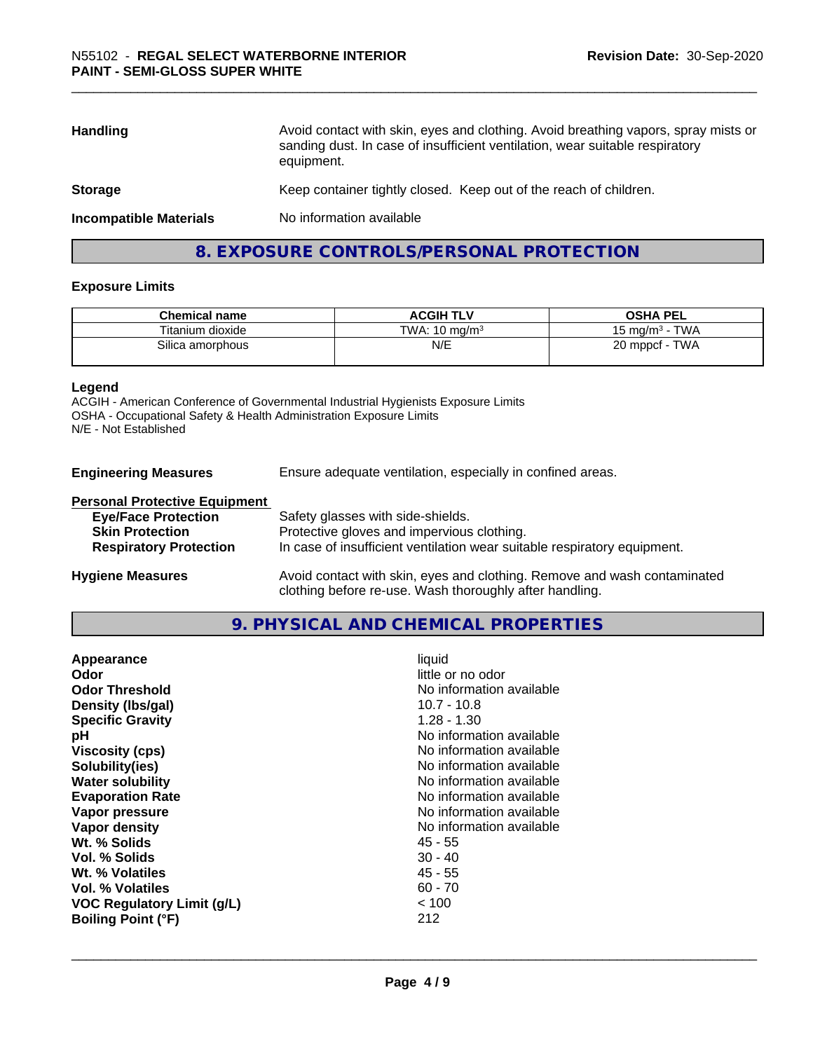| | |
|---|---|
| **Handling** | Avoid contact with skin, eyes and clothing. Avoid breathing vapors, spray mists or sanding dust. In case of insufficient ventilation, wear suitable respiratory equipment. |
| **Storage** | Keep container tightly closed. Keep out of the reach of children. |
| **Incompatible Materials** | No information available |

## 8. EXPOSURE CONTROLS/PERSONAL PROTECTION

### Exposure Limits

| Chemical name | ACGIH TLV | OSHA PEL |
|---|---|---|
| Titanium dioxide | TWA: 10 mg/m$^3$ | 15 mg/m$^3$ - TWA |
| Silica amorphous | N/E | 20 mppcf - TWA |

**Legend**
ACGIH - American Conference of Governmental Industrial Hygienists Exposure Limits
OSHA - Occupational Safety & Health Administration Exposure Limits
N/E - Not Established

**Engineering Measures** Ensure adequate ventilation, especially in confined areas.

**Personal Protective Equipment**

| | |
|---|---|
| **Eye/Face Protection** | Safety glasses with side-shields. |
| **Skin Protection** | Protective gloves and impervious clothing. |
| **Respiratory Protection** | In case of insufficient ventilation wear suitable respiratory equipment. |

**Hygiene Measures** Avoid contact with skin, eyes and clothing. Remove and wash contaminated clothing before re-use. Wash thoroughly after handling.

## 9. PHYSICAL AND CHEMICAL PROPERTIES

| | |
|---|---|
| **Appearance** | liquid |
| **Odor** | little or no odor |
| **Odor Threshold** | No information available |
| **Density (lbs/gal)** | 10.7 - 10.8 |
| **Specific Gravity** | 1.28 - 1.30 |
| **pH** | No information available |
| **Viscosity (cps)** | No information available |
| **Solubility(ies)** | No information available |
| **Water solubility** | No information available |
| **Evaporation Rate** | No information available |
| **Vapor pressure** | No information available |
| **Vapor density** | No information available |
| **Wt. % Solids** | 45 - 55 |
| **Vol. % Solids** | 30 - 40 |
| **Wt. % Volatiles** | 45 - 55 |
| **Vol. % Volatiles** | 60 - 70 |
| **VOC Regulatory Limit (g/L)** | < 100 |
| **Boiling Point (°F)** | 212 |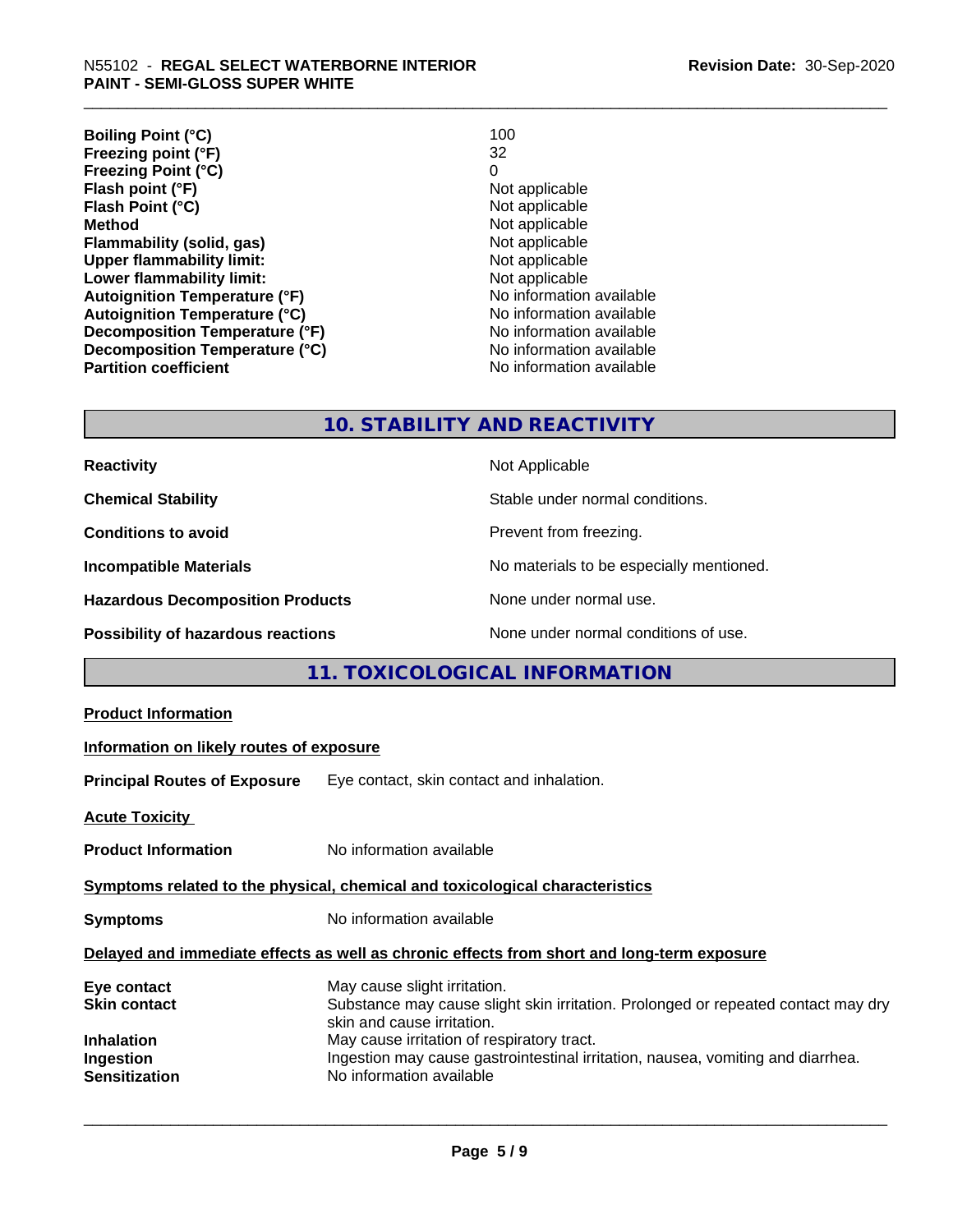| | |
|---|---|
| **Boiling Point (°C)** | 100 |
| **Freezing point (°F)** | 32 |
| **Freezing Point (°C)** | 0 |
| **Flash point (°F)** | Not applicable |
| **Flash Point (°C)** | Not applicable |
| **Method** | Not applicable |
| **Flammability (solid, gas)** | Not applicable |
| **Upper flammability limit:** | Not applicable |
| **Lower flammability limit:** | Not applicable |
| **Autoignition Temperature (°F)** | No information available |
| **Autoignition Temperature (°C)** | No information available |
| **Decomposition Temperature (°F)** | No information available |
| **Decomposition Temperature (°C)** | No information available |
| **Partition coefficient** | No information available |

## 10. STABILITY AND REACTIVITY

| | |
|---|---|
| **Reactivity** | Not Applicable |
| **Chemical Stability** | Stable under normal conditions. |
| **Conditions to avoid** | Prevent from freezing. |
| **Incompatible Materials** | No materials to be especially mentioned. |
| **Hazardous Decomposition Products** | None under normal use. |
| **Possibility of hazardous reactions** | None under normal conditions of use. |

## 11. TOXICOLOGICAL INFORMATION

**Product Information**

**Information on likely routes of exposure**

**Principal Routes of Exposure** Eye contact, skin contact and inhalation.

**Acute Toxicity**

**Product Information** No information available

**Symptoms related to the physical, chemical and toxicological characteristics**

**Symptoms** No information available

**Delayed and immediate effects as well as chronic effects from short and long-term exposure**

| | |
|---|---|
| **Eye contact** | May cause slight irritation. |
| **Skin contact** | Substance may cause slight skin irritation. Prolonged or repeated contact may dry skin and cause irritation. |
| **Inhalation** | May cause irritation of respiratory tract. |
| **Ingestion** | Ingestion may cause gastrointestinal irritation, nausea, vomiting and diarrhea. |
| **Sensitization** | No information available |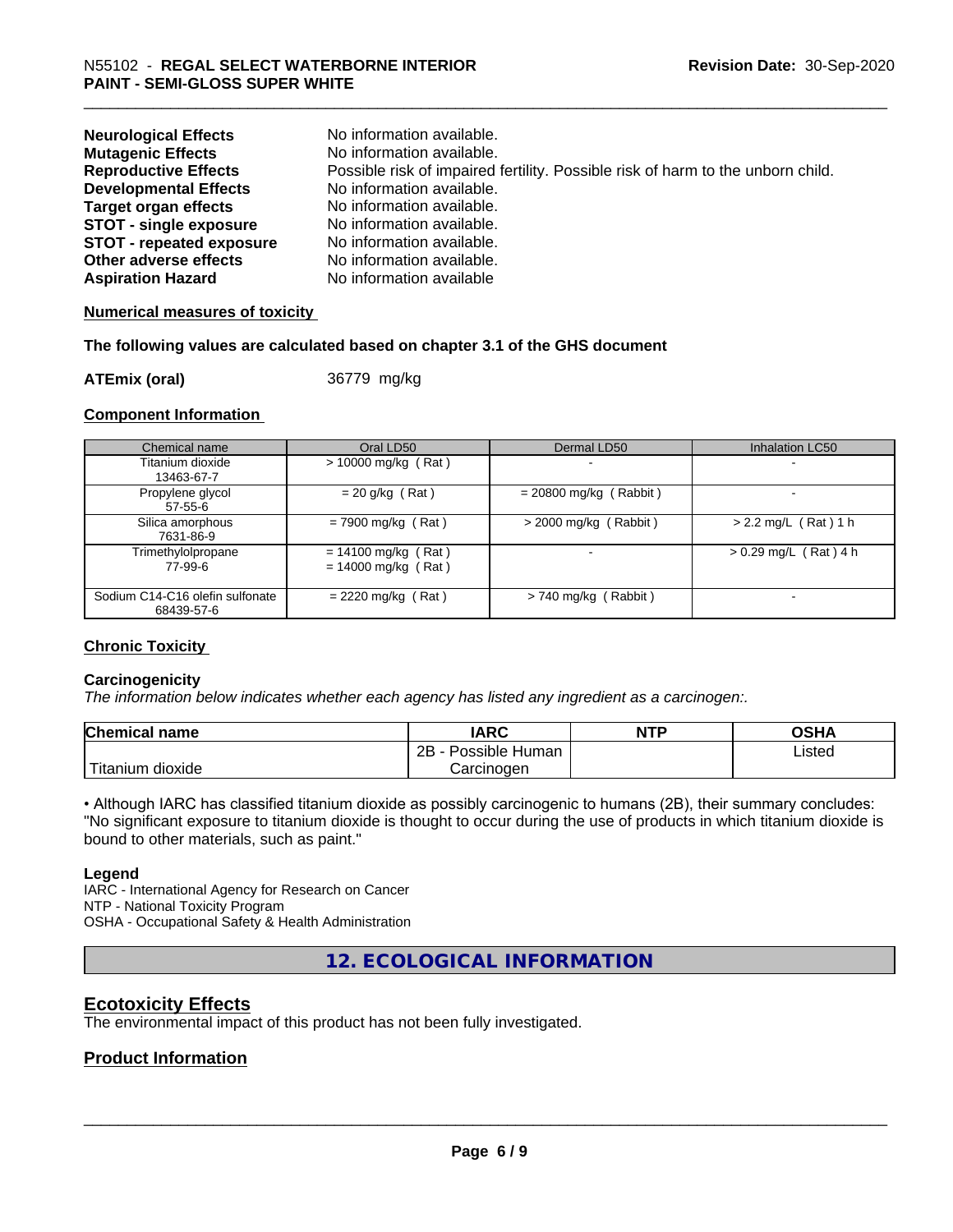| | |
|---|---|
| **Neurological Effects** | No information available. |
| **Mutagenic Effects** | No information available. |
| **Reproductive Effects** | Possible risk of impaired fertility. Possible risk of harm to the unborn child. |
| **Developmental Effects** | No information available. |
| **Target organ effects** | No information available. |
| **STOT - single exposure** | No information available. |
| **STOT - repeated exposure** | No information available. |
| **Other adverse effects** | No information available. |
| **Aspiration Hazard** | No information available |

**Numerical measures of toxicity**

**The following values are calculated based on chapter 3.1 of the GHS document**

**ATEmix (oral)** 36779 mg/kg

**Component Information**

| Chemical name | Oral LD50 | Dermal LD50 | Inhalation LC50 |
|---|---|---|---|
| Titanium dioxide<br>13463-67-7 | > 10000 mg/kg ( Rat ) | - | - |
| Propylene glycol<br>57-55-6 | = 20 g/kg ( Rat ) | = 20800 mg/kg ( Rabbit ) | - |
| Silica amorphous<br>7631-86-9 | = 7900 mg/kg ( Rat ) | > 2000 mg/kg ( Rabbit ) | > 2.2 mg/L ( Rat ) 1 h |
| Trimethylolpropane<br>77-99-6 | = 14100 mg/kg ( Rat )<br>= 14000 mg/kg ( Rat ) | - | > 0.29 mg/L ( Rat ) 4 h |
| Sodium C14-C16 olefin sulfonate<br>68439-57-6 | = 2220 mg/kg ( Rat ) | > 740 mg/kg ( Rabbit ) | - |

**Chronic Toxicity**

**Carcinogenicity**

*The information below indicates whether each agency has listed any ingredient as a carcinogen:.*

| Chemical name | IARC | NTP | OSHA |
|---|---|---|---|
| Titanium dioxide | 2B - Possible Human Carcinogen | | Listed |

• Although IARC has classified titanium dioxide as possibly carcinogenic to humans (2B), their summary concludes: "No significant exposure to titanium dioxide is thought to occur during the use of products in which titanium dioxide is bound to other materials, such as paint."

**Legend**

IARC - International Agency for Research on Cancer
NTP - National Toxicity Program
OSHA - Occupational Safety & Health Administration

## 12. ECOLOGICAL INFORMATION

### Ecotoxicity Effects

The environmental impact of this product has not been fully investigated.

### Product Information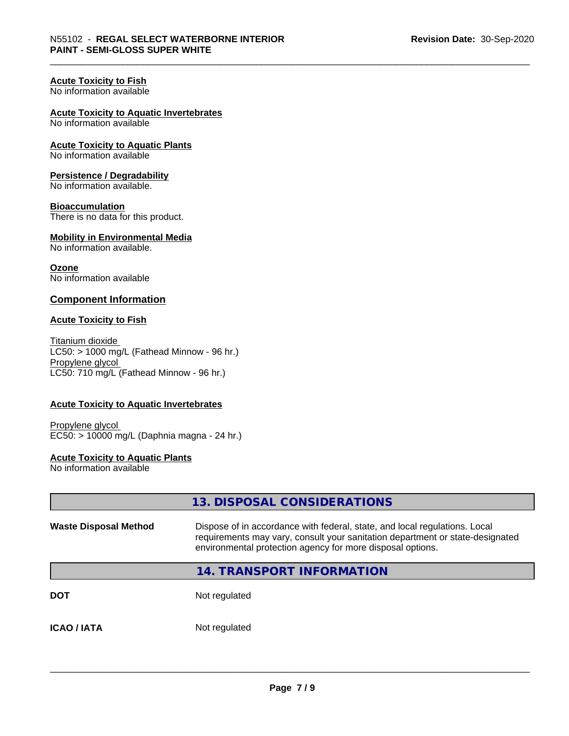### Acute Toxicity to Fish
No information available

### Acute Toxicity to Aquatic Invertebrates
No information available

### Acute Toxicity to Aquatic Plants
No information available

### Persistence / Degradability
No information available.

### Bioaccumulation
There is no data for this product.

### Mobility in Environmental Media
No information available.

### Ozone
No information available

## Component Information

### Acute Toxicity to Fish

Titanium dioxide
LC50: > 1000 mg/L (Fathead Minnow - 96 hr.)
Propylene glycol
LC50: 710 mg/L (Fathead Minnow - 96 hr.)

### Acute Toxicity to Aquatic Invertebrates

Propylene glycol
EC50: > 10000 mg/L (Daphnia magna - 24 hr.)

### Acute Toxicity to Aquatic Plants
No information available

## 13. DISPOSAL CONSIDERATIONS

| | |
|---|---|
| **Waste Disposal Method** | Dispose of in accordance with federal, state, and local regulations. Local requirements may vary, consult your sanitation department or state-designated environmental protection agency for more disposal options. |

## 14. TRANSPORT INFORMATION

| | |
|---|---|
| **DOT** | Not regulated |
| **ICAO / IATA** | Not regulated |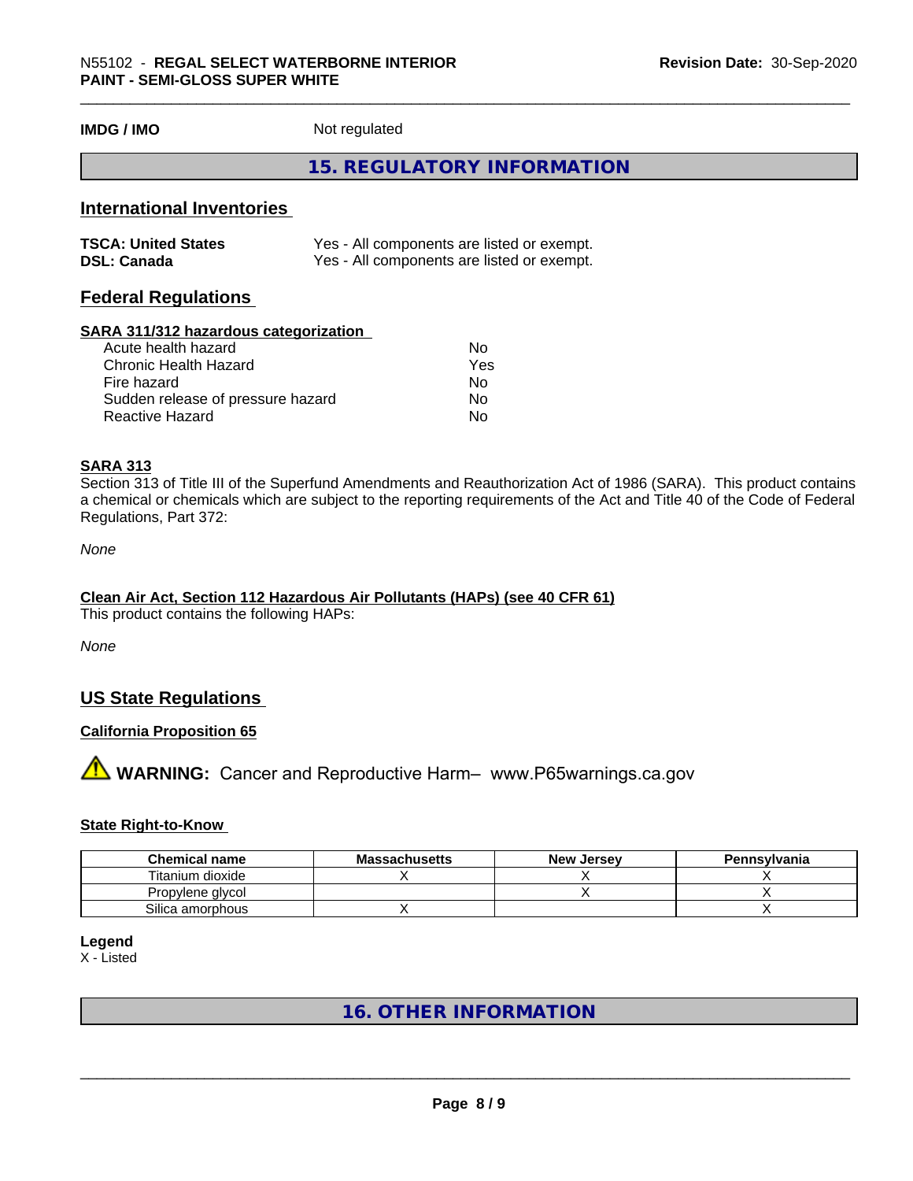**IMDG / IMO** Not regulated

# 15. REGULATORY INFORMATION

## International Inventories

| | |
|---|---|
| **TSCA: United States** | Yes - All components are listed or exempt. |
| **DSL: Canada** | Yes - All components are listed or exempt. |

## Federal Regulations

**SARA 311/312 hazardous categorization**

| | |
|---|---|
| Acute health hazard | No |
| Chronic Health Hazard | Yes |
| Fire hazard | No |
| Sudden release of pressure hazard | No |
| Reactive Hazard | No |

**SARA 313**

Section 313 of Title III of the Superfund Amendments and Reauthorization Act of 1986 (SARA). This product contains a chemical or chemicals which are subject to the reporting requirements of the Act and Title 40 of the Code of Federal Regulations, Part 372:

*None*

**Clean Air Act, Section 112 Hazardous Air Pollutants (HAPs) (see 40 CFR 61)**

This product contains the following HAPs:

*None*

## US State Regulations

**California Proposition 65**

⚠ **WARNING:** Cancer and Reproductive Harm– www.P65warnings.ca.gov

**State Right-to-Know**

| Chemical name | Massachusetts | New Jersey | Pennsylvania |
|---|---|---|---|
| Titanium dioxide | X | X | X |
| Propylene glycol | | X | X |
| Silica amorphous | X | | X |

**Legend**

X - Listed

# 16. OTHER INFORMATION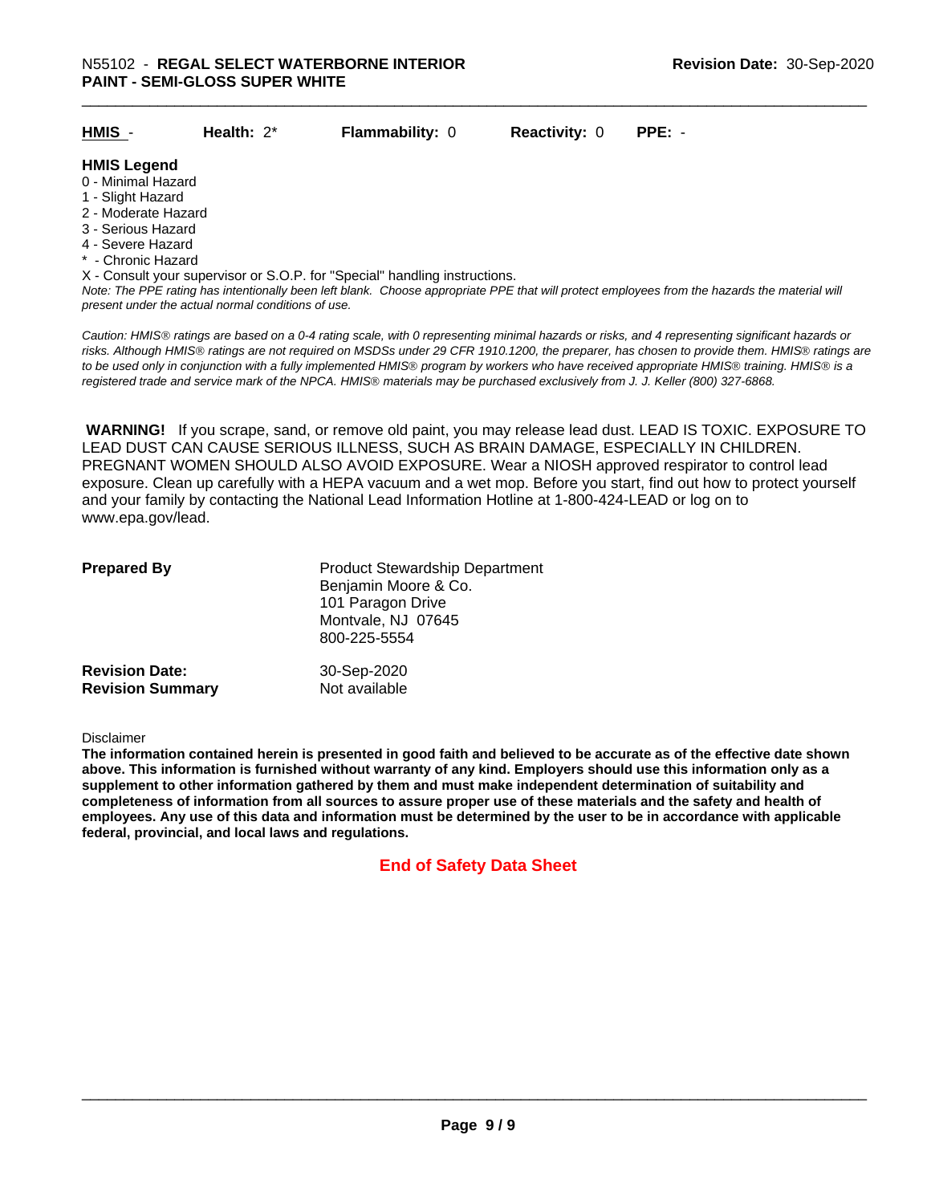| HMIS - | Health: 2* | Flammability: 0 | Reactivity: 0 | PPE: - |
|---|---|---|---|---|

**HMIS Legend**

0 - Minimal Hazard
1 - Slight Hazard
2 - Moderate Hazard
3 - Serious Hazard
4 - Severe Hazard
* - Chronic Hazard
X - Consult your supervisor or S.O.P. for "Special" handling instructions.

*Note: The PPE rating has intentionally been left blank. Choose appropriate PPE that will protect employees from the hazards the material will present under the actual normal conditions of use.*

*Caution: HMIS® ratings are based on a 0-4 rating scale, with 0 representing minimal hazards or risks, and 4 representing significant hazards or risks. Although HMIS® ratings are not required on MSDSs under 29 CFR 1910.1200, the preparer, has chosen to provide them. HMIS® ratings are to be used only in conjunction with a fully implemented HMIS® program by workers who have received appropriate HMIS® training. HMIS® is a registered trade and service mark of the NPCA. HMIS® materials may be purchased exclusively from J. J. Keller (800) 327-6868.*

**WARNING!** If you scrape, sand, or remove old paint, you may release lead dust. LEAD IS TOXIC. EXPOSURE TO LEAD DUST CAN CAUSE SERIOUS ILLNESS, SUCH AS BRAIN DAMAGE, ESPECIALLY IN CHILDREN. PREGNANT WOMEN SHOULD ALSO AVOID EXPOSURE. Wear a NIOSH approved respirator to control lead exposure. Clean up carefully with a HEPA vacuum and a wet mop. Before you start, find out how to protect yourself and your family by contacting the National Lead Information Hotline at 1-800-424-LEAD or log on to www.epa.gov/lead.

| | |
|---|---|
| **Prepared By** | Product Stewardship Department<br>Benjamin Moore & Co.<br>101 Paragon Drive<br>Montvale, NJ 07645<br>800-225-5554 |
| **Revision Date:** | 30-Sep-2020 |
| **Revision Summary** | Not available |

Disclaimer

**The information contained herein is presented in good faith and believed to be accurate as of the effective date shown above. This information is furnished without warranty of any kind. Employers should use this information only as a supplement to other information gathered by them and must make independent determination of suitability and completeness of information from all sources to assure proper use of these materials and the safety and health of employees. Any use of this data and information must be determined by the user to be in accordance with applicable federal, provincial, and local laws and regulations.**

**End of Safety Data Sheet**